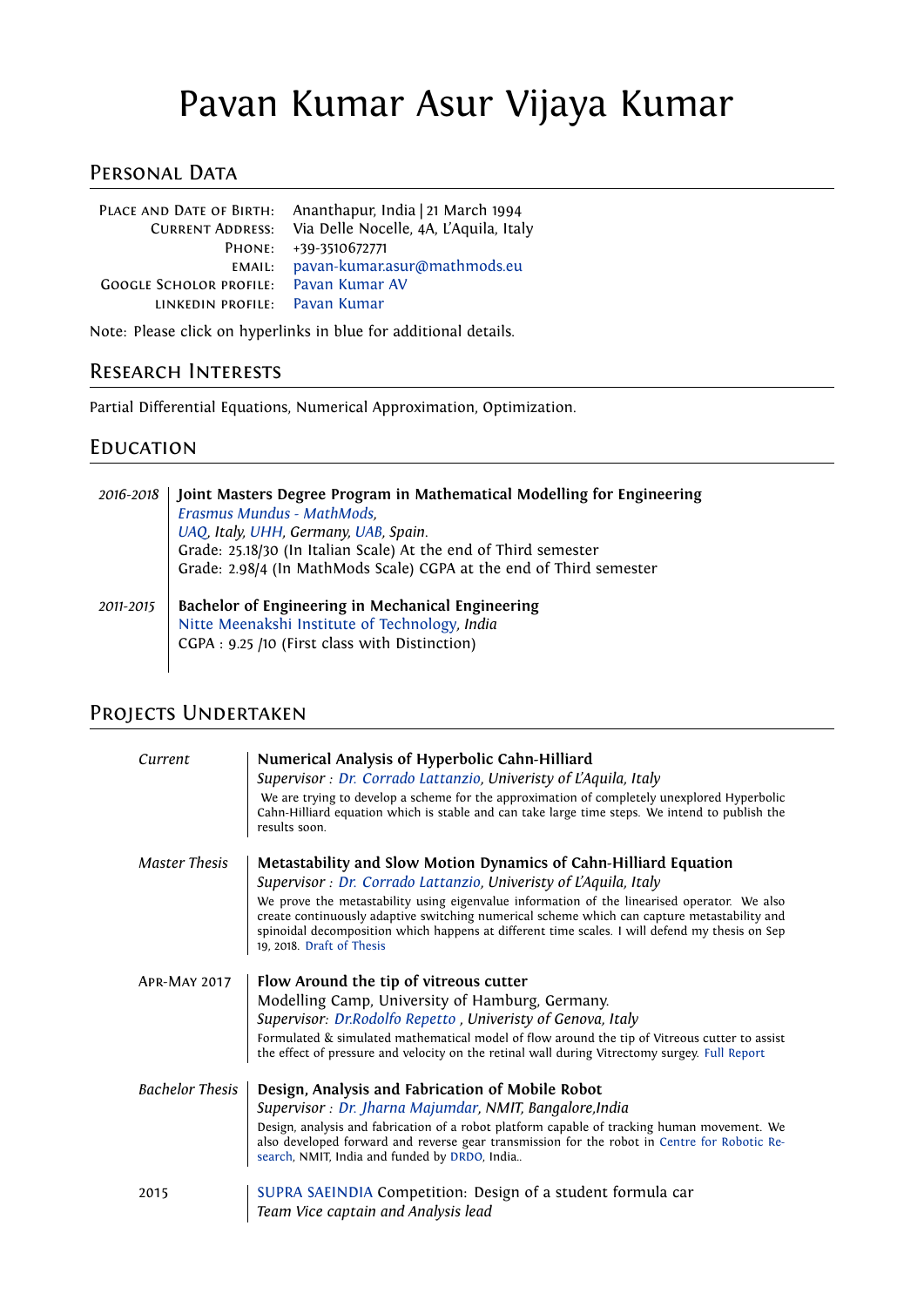# Pavan Kumar Asur Vijaya Kumar

## Personal Data

| | |
|---|---|
| Place and Date of Birth: | Ananthapur, India \| 21 March 1994 |
| Current Address: | Via Delle Nocelle, 4A, L'Aquila, Italy |
| Phone: | +39-3510672771 |
| email: | pavan-kumar.asur@mathmods.eu |
| Google Scholar Profile: | Pavan Kumar AV |
| linkedin profile: | Pavan Kumar |

Note: Please click on hyperlinks in blue for additional details.

## Research Interests

Partial Differential Equations, Numerical Approximation, Optimization.

## Education

*2016-2018* **Joint Masters Degree Program in Mathematical Modelling for Engineering**
*Erasmus Mundus - MathMods,*
*UAQ, Italy, UHH, Germany, UAB, Spain.*
Grade: 25.18/30 (In Italian Scale) At the end of Third semester
Grade: 2.98/4 (In MathMods Scale) CGPA at the end of Third semester

*2011-2015* **Bachelor of Engineering in Mechanical Engineering**
Nitte Meenakshi Institute of Technology, *India*
CGPA : 9.25 /10 (First class with Distinction)

## Projects Undertaken

*Current* **Numerical Analysis of Hyperbolic Cahn-Hilliard**
*Supervisor : Dr. Corrado Lattanzio, Univeristy of L'Aquila, Italy*
We are trying to develop a scheme for the approximation of completely unexplored Hyperbolic Cahn-Hilliard equation which is stable and can take large time steps. We intend to publish the results soon.

*Master Thesis* **Metastability and Slow Motion Dynamics of Cahn-Hilliard Equation**
*Supervisor : Dr. Corrado Lattanzio, Univeristy of L'Aquila, Italy*
We prove the metastability using eigenvalue information of the linearised operator. We also create continuously adaptive switching numerical scheme which can capture metastability and spinoidal decomposition which happens at different time scales. I will defend my thesis on Sep 19, 2018. Draft of Thesis

Apr-May 2017 **Flow Around the tip of vitreous cutter**
Modelling Camp, University of Hamburg, Germany.
*Supervisor: Dr.Rodolfo Repetto , University of Genova, Italy*
Formulated & simulated mathematical model of flow around the tip of Vitreous cutter to assist the effect of pressure and velocity on the retinal wall during Vitrectomy surgey. Full Report

*Bachelor Thesis* **Design, Analysis and Fabrication of Mobile Robot**
*Supervisor : Dr. Jharna Majumdar, NMIT, Bangalore,India*
Design, analysis and fabrication of a robot platform capable of tracking human movement. We also developed forward and reverse gear transmission for the robot in Centre for Robotic Research, NMIT, India and funded by DRDO, India..

2015 SUPRA SAEINDIA Competition: Design of a student formula car
*Team Vice captain and Analysis lead*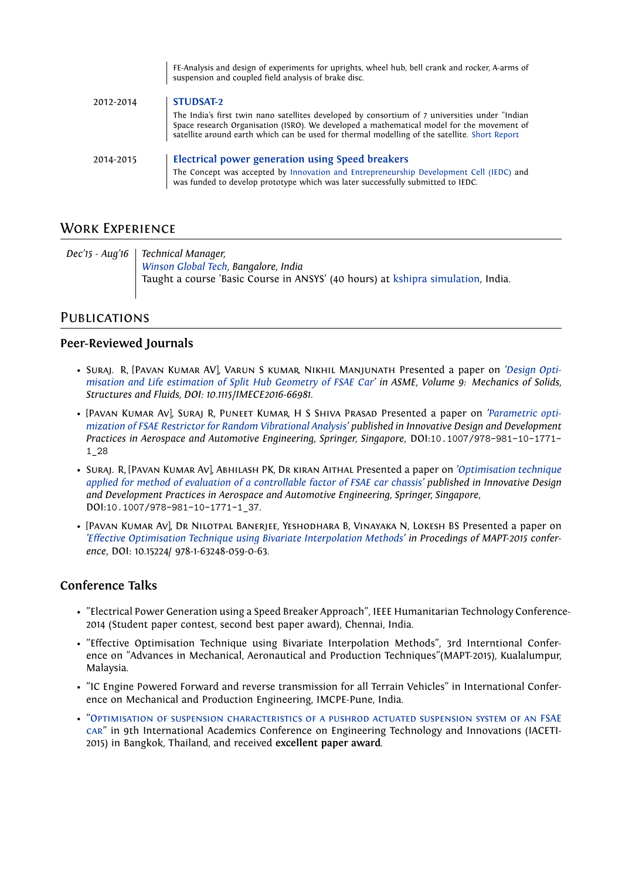FE-Analysis and design of experiments for uprights, wheel hub, bell crank and rocker, A-arms of suspension and coupled field analysis of brake disc.

2012-2014 | **STUDSAT-2**

The India's first twin nano satellites developed by consortium of 7 universities under "Indian Space research Organisation (ISRO). We developed a mathematical model for the movement of satellite around earth which can be used for thermal modelling of the satellite. Short Report

2014-2015 | **Electrical power generation using Speed breakers**

The Concept was accepted by Innovation and Entrepreneurship Development Cell (IEDC) and was funded to develop prototype which was later successfully submitted to IEDC.

## Work Experience

*Dec'15 - Aug'16* | *Technical Manager,*
*Winson Global Tech, Bangalore, India*
Taught a course 'Basic Course in ANSYS' (40 hours) at kshipra simulation, India.

## Publications

### Peer-Reviewed Journals

- Suraj. R, [Pavan Kumar AV], Varun S kumar, Nikhil Manjunath Presented a paper on *'Design Optimisation and Life estimation of Split Hub Geometry of FSAE Car' in ASME, Volume 9: Mechanics of Solids, Structures and Fluids, DOI: 10.1115/IMECE2016-66981.*
- [Pavan Kumar Av], Suraj R, Puneet Kumar, H S Shiva Prasad Presented a paper on *'Parametric optimization of FSAE Restrictor for Random Vibrational Analysis' published in Innovative Design and Development Practices in Aerospace and Automotive Engineering, Springer, Singapore,* DOI:10.1007/978-981-10-1771-1_28
- Suraj. R, [Pavan Kumar Av], Abhilash PK, Dr kiran Aithal Presented a paper on *'Optimisation technique applied for method of evaluation of a controllable factor of FSAE car chassis' published in Innovative Design and Development Practices in Aerospace and Automotive Engineering, Springer, Singapore,* DOI:10.1007/978-981-10-1771-1_37.
- [Pavan Kumar Av], Dr Nilotpal Banerjee, Yeshodhara B, Vinayaka N, Lokesh BS Presented a paper on *'Effective Optimisation Technique using Bivariate Interpolation Methods' in Procedings of MAPT-2015 conference*, DOI: 10.15224/ 978-1-63248-059-0-63.

### Conference Talks

- "Electrical Power Generation using a Speed Breaker Approach", IEEE Humanitarian Technology Conference-2014 (Student paper contest, second best paper award), Chennai, India.
- "Effective Optimisation Technique using Bivariate Interpolation Methods", 3rd Interntional Conference on "Advances in Mechanical, Aeronautical and Production Techniques"(MAPT-2015), Kualalumpur, Malaysia.
- "IC Engine Powered Forward and reverse transmission for all Terrain Vehicles" in International Conference on Mechanical and Production Engineering, IMCPE-Pune, India.
- "Optimisation of suspension characteristics of a pushrod actuated suspension system of an FSAE car" in 9th International Academics Conference on Engineering Technology and Innovations (IACETI-2015) in Bangkok, Thailand, and received **excellent paper award**.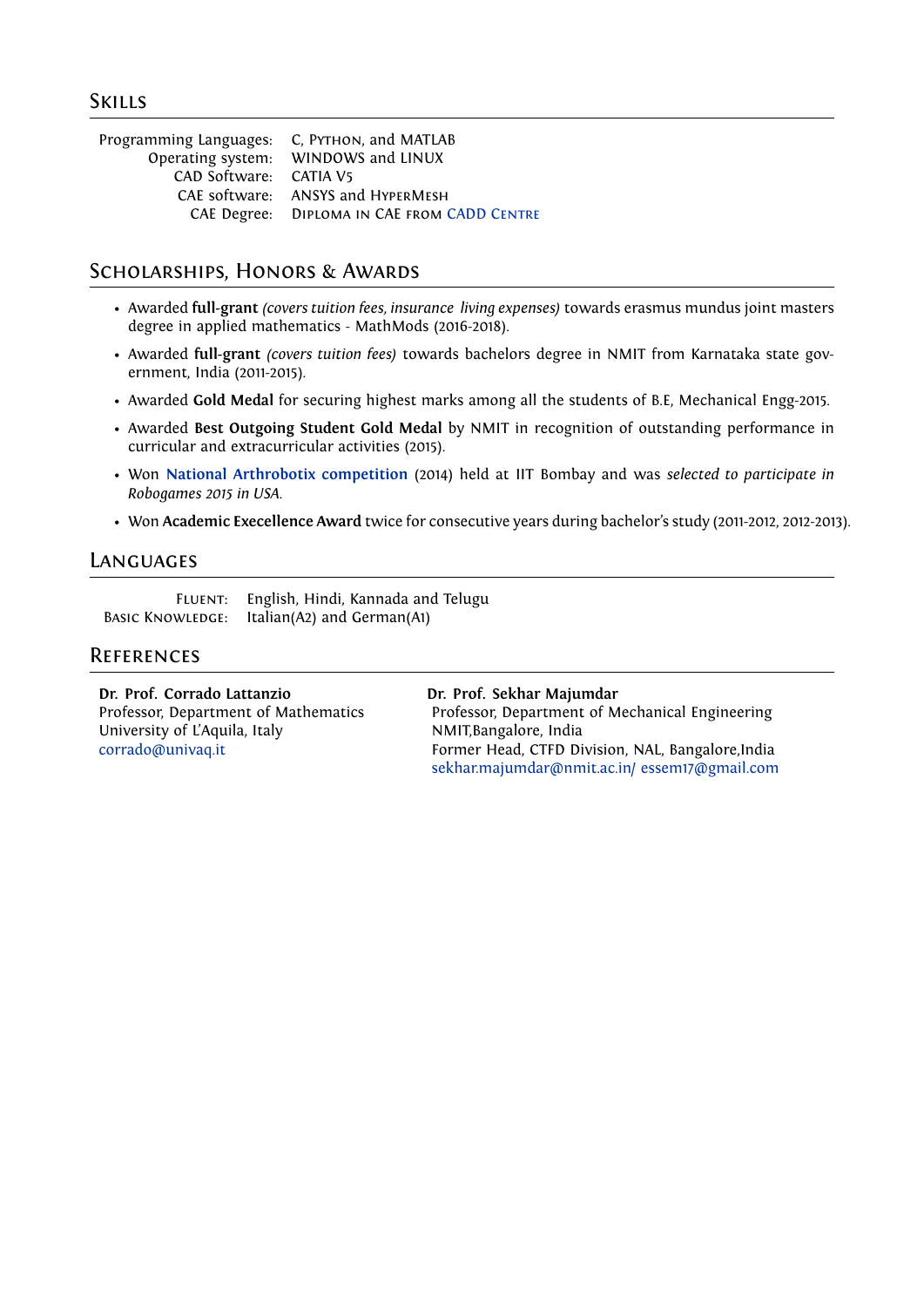## Skills

| | |
|---|---|
| Programming Languages: | C, Python, and MATLAB |
| Operating system: | WINDOWS and LINUX |
| CAD Software: | CATIA V5 |
| CAE software: | ANSYS and HyperMesh |
| CAE Degree: | Diploma in CAE from CADD Centre |

## Scholarships, Honors & Awards

- Awarded **full-grant** *(covers tuition fees, insurance living expenses)* towards erasmus mundus joint masters degree in applied mathematics - MathMods (2016-2018).
- Awarded **full-grant** *(covers tuition fees)* towards bachelors degree in NMIT from Karnataka state government, India (2011-2015).
- Awarded **Gold Medal** for securing highest marks among all the students of B.E, Mechanical Engg-2015.
- Awarded **Best Outgoing Student Gold Medal** by NMIT in recognition of outstanding performance in curricular and extracurricular activities (2015).
- Won **National Arthrobotix competition** (2014) held at IIT Bombay and was *selected to participate in Robogames 2015 in USA*.
- Won **Academic Execellence Award** twice for consecutive years during bachelor's study (2011-2012, 2012-2013).

## Languages

| | |
|---|---|
| Fluent: | English, Hindi, Kannada and Telugu |
| Basic Knowledge: | Italian(A2) and German(A1) |

## References

**Dr. Prof. Corrado Lattanzio**
Professor, Department of Mathematics
University of L'Aquila, Italy
corrado@univaq.it

**Dr. Prof. Sekhar Majumdar**
Professor, Department of Mechanical Engineering
NMIT,Bangalore, India
Former Head, CTFD Division, NAL, Bangalore,India
sekhar.majumdar@nmit.ac.in/ essem17@gmail.com